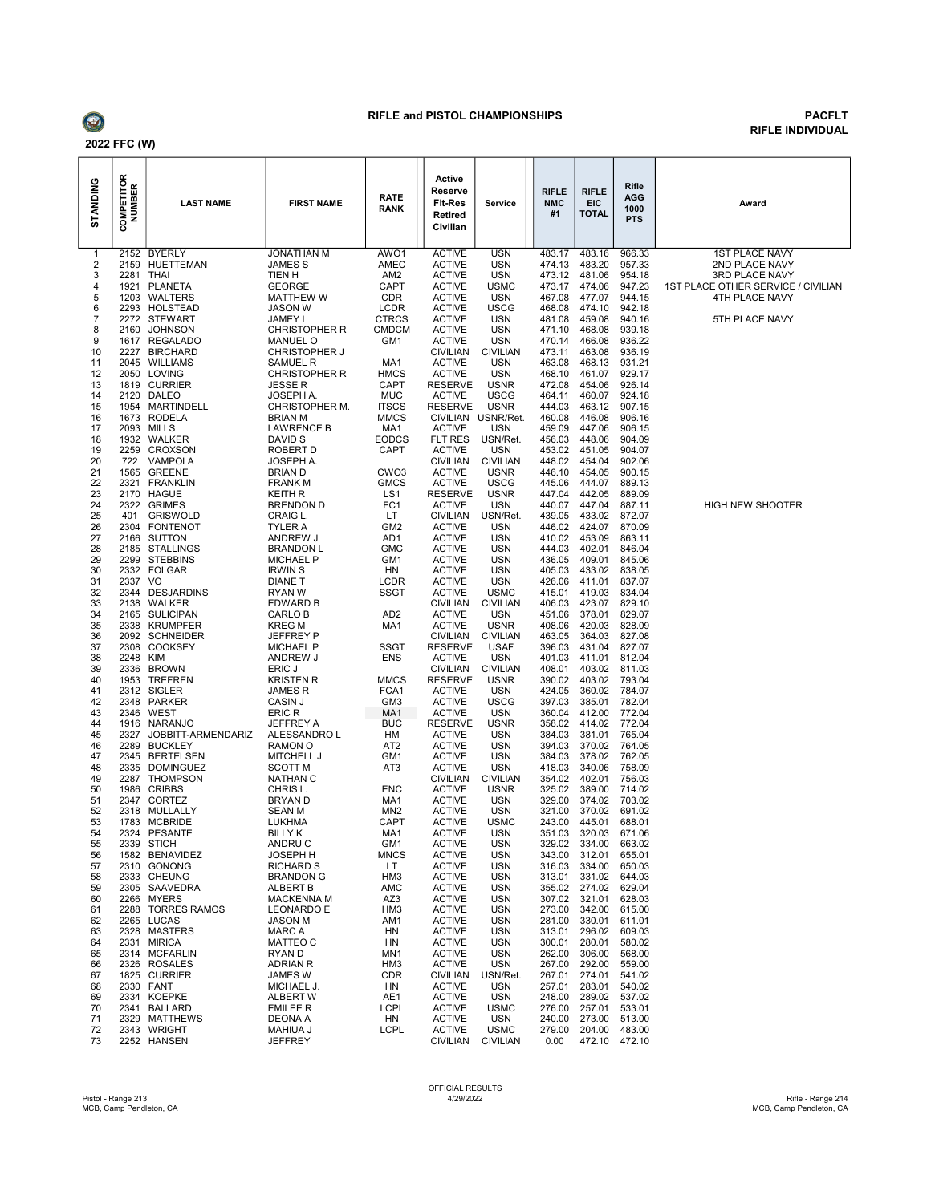**2022 FFC (W)**

**RIFLE and PISTOL CHAMPIONSHIPS**

**PACFLT**
**RIFLE INDIVIDUAL**

| STANDING | COMPETITOR NUMBER | LAST NAME | FIRST NAME | RATE RANK | Active Reserve Flt-Res Retired Civilian | Service | RIFLE NMC #1 | RIFLE EIC TOTAL | Rifle AGG 1000 PTS | Award |
|---|---|---|---|---|---|---|---|---|---|---|
| 1 | 2152 | BYERLY | JONATHAN M | AWO1 | ACTIVE | USN | 483.17 | 483.16 | 966.33 | 1ST PLACE NAVY |
| 2 | 2159 | HUETTEMAN | JAMES S | AMEC | ACTIVE | USN | 474.13 | 483.20 | 957.33 | 2ND PLACE NAVY |
| 3 | 2281 | THAI | TIEN H | AM2 | ACTIVE | USN | 473.12 | 481.06 | 954.18 | 3RD PLACE NAVY |
| 4 | 1921 | PLANETA | GEORGE | CAPT | ACTIVE | USMC | 473.17 | 474.06 | 947.23 | 1ST PLACE OTHER SERVICE / CIVILIAN |
| 5 | 1203 | WALTERS | MATTHEW W | CDR | ACTIVE | USN | 467.08 | 477.07 | 944.15 | 4TH PLACE NAVY |
| 6 | 2293 | HOLSTEAD | JASON W | LCDR | ACTIVE | USCG | 468.08 | 474.10 | 942.18 | |
| 7 | 2272 | STEWART | JAMEY L | CTRCS | ACTIVE | USN | 481.08 | 459.08 | 940.16 | 5TH PLACE NAVY |
| 8 | 2160 | JOHNSON | CHRISTOPHER R | CMDCM | ACTIVE | USN | 471.10 | 468.08 | 939.18 | |
| 9 | 1617 | REGALADO | MANUEL O | GM1 | ACTIVE | USN | 470.14 | 466.08 | 936.22 | |
| 10 | 2227 | BIRCHARD | CHRISTOPHER J | | CIVILIAN | CIVILIAN | 473.11 | 463.08 | 936.19 | |
| 11 | 2045 | WILLIAMS | SAMUEL R | MA1 | ACTIVE | USN | 463.08 | 468.13 | 931.21 | |
| 12 | 2050 | LOVING | CHRISTOPHER R | HMCS | ACTIVE | USN | 468.10 | 461.07 | 929.17 | |
| 13 | 1819 | CURRIER | JESSE R | CAPT | RESERVE | USNR | 472.08 | 454.06 | 926.14 | |
| 14 | 2120 | DALEO | JOSEPH A. | MUC | ACTIVE | USCG | 464.11 | 460.07 | 924.18 | |
| 15 | 1954 | MARTINDELL | CHRISTOPHER M. | ITSCS | RESERVE | USNR | 444.03 | 463.12 | 907.15 | |
| 16 | 1673 | RODELA | BRIAN M | MMCS | CIVILIAN | USNR/Ret. | 460.08 | 446.08 | 906.16 | |
| 17 | 2093 | MILLS | LAWRENCE B | MA1 | ACTIVE | USN | 459.09 | 447.06 | 906.15 | |
| 18 | 1932 | WALKER | DAVID S | EODCS | FLT RES | USN/Ret. | 456.03 | 448.06 | 904.09 | |
| 19 | 2259 | CROXSON | ROBERT D | CAPT | ACTIVE | USN | 453.02 | 451.05 | 904.07 | |
| 20 | 722 | VAMPOLA | JOSEPH A. | | CIVILIAN | CIVILIAN | 448.02 | 454.04 | 902.06 | |
| 21 | 1565 | GREENE | BRIAN D | CWO3 | ACTIVE | USNR | 446.10 | 454.05 | 900.15 | |
| 22 | 2321 | FRANKLIN | FRANK M | GMCS | ACTIVE | USCG | 445.06 | 444.07 | 889.13 | |
| 23 | 2170 | HAGUE | KEITH R | LS1 | RESERVE | USNR | 447.04 | 442.05 | 889.09 | |
| 24 | 2322 | GRIMES | BRENDON D | FC1 | ACTIVE | USN | 440.07 | 447.04 | 887.11 | HIGH NEW SHOOTER |
| 25 | 401 | GRISWOLD | CRAIG L. | LT | CIVILIAN | USN/Ret. | 439.05 | 433.02 | 872.07 | |
| 26 | 2304 | FONTENOT | TYLER A | GM2 | ACTIVE | USN | 446.02 | 424.07 | 870.09 | |
| 27 | 2166 | SUTTON | ANDREW J | AD1 | ACTIVE | USN | 410.02 | 453.09 | 863.11 | |
| 28 | 2185 | STALLINGS | BRANDON L | GMC | ACTIVE | USN | 444.03 | 402.01 | 846.04 | |
| 29 | 2299 | STEBBINS | MICHAEL P | GM1 | ACTIVE | USN | 436.05 | 409.01 | 845.06 | |
| 30 | 2332 | FOLGAR | IRWIN S | HN | ACTIVE | USN | 405.03 | 433.02 | 838.05 | |
| 31 | 2337 | VO | DIANE T | LCDR | ACTIVE | USN | 426.06 | 411.01 | 837.07 | |
| 32 | 2344 | DESJARDINS | RYAN W | SSGT | ACTIVE | USMC | 415.01 | 419.03 | 834.04 | |
| 33 | 2138 | WALKER | EDWARD B | | CIVILIAN | CIVILIAN | 406.03 | 423.07 | 829.10 | |
| 34 | 2165 | SULICIPAN | CARLO B | AD2 | ACTIVE | USN | 451.06 | 378.01 | 829.07 | |
| 35 | 2338 | KRUMPFER | KREG M | MA1 | ACTIVE | USNR | 408.06 | 420.03 | 828.09 | |
| 36 | 2092 | SCHNEIDER | JEFFREY P | | CIVILIAN | CIVILIAN | 463.05 | 364.03 | 827.08 | |
| 37 | 2308 | COOKSEY | MICHAEL P | SSGT | RESERVE | USAF | 396.03 | 431.04 | 827.07 | |
| 38 | 2248 | KIM | ANDREW J | ENS | ACTIVE | USN | 401.03 | 411.01 | 812.04 | |
| 39 | 2336 | BROWN | ERIC J | | CIVILIAN | CIVILIAN | 408.01 | 403.02 | 811.03 | |
| 40 | 1953 | TREFREN | KRISTEN R | MMCS | RESERVE | USNR | 390.02 | 403.02 | 793.04 | |
| 41 | 2312 | SIGLER | JAMES R | FCA1 | ACTIVE | USN | 424.05 | 360.02 | 784.07 | |
| 42 | 2348 | PARKER | CASIN J | GM3 | ACTIVE | USCG | 397.03 | 385.01 | 782.04 | |
| 43 | 2346 | WEST | ERIC R | MA1 | ACTIVE | USN | 360.04 | 412.00 | 772.04 | |
| 44 | 1916 | NARANJO | JEFFREY A | BUC | RESERVE | USNR | 358.02 | 414.02 | 772.04 | |
| 45 | 2327 | JOBBITT-ARMENDARIZ | ALESSANDRO L | HM | ACTIVE | USN | 384.03 | 381.01 | 765.04 | |
| 46 | 2289 | BUCKLEY | RAMON O | AT2 | ACTIVE | USN | 394.03 | 370.02 | 764.05 | |
| 47 | 2345 | BERTELSEN | MITCHELL J | GM1 | ACTIVE | USN | 384.03 | 378.02 | 762.05 | |
| 48 | 2335 | DOMINGUEZ | SCOTT M | AT3 | ACTIVE | USN | 418.03 | 340.06 | 758.09 | |
| 49 | 2287 | THOMPSON | NATHAN C | | CIVILIAN | CIVILIAN | 354.02 | 402.01 | 756.03 | |
| 50 | 1986 | CRIBBS | CHRIS L. | ENC | ACTIVE | USNR | 325.02 | 389.00 | 714.02 | |
| 51 | 2347 | CORTEZ | BRYAN D | MA1 | ACTIVE | USN | 329.00 | 374.02 | 703.02 | |
| 52 | 2318 | MULLALLY | SEAN M | MN2 | ACTIVE | USN | 321.00 | 370.02 | 691.02 | |
| 53 | 1783 | MCBRIDE | LUKHMA | CAPT | ACTIVE | USMC | 243.00 | 445.01 | 688.01 | |
| 54 | 2324 | PESANTE | BILLY K | MA1 | ACTIVE | USN | 351.03 | 320.03 | 671.06 | |
| 55 | 2339 | STICH | ANDRU C | GM1 | ACTIVE | USN | 329.02 | 334.00 | 663.02 | |
| 56 | 1582 | BENAVIDEZ | JOSEPH H | MNCS | ACTIVE | USN | 343.00 | 312.01 | 655.01 | |
| 57 | 2310 | GONONG | RICHARD S | LT | ACTIVE | USN | 316.03 | 334.00 | 650.03 | |
| 58 | 2333 | CHEUNG | BRANDON G | HM3 | ACTIVE | USN | 313.01 | 331.02 | 644.03 | |
| 59 | 2305 | SAAVEDRA | ALBERT B | AMC | ACTIVE | USN | 355.02 | 274.02 | 629.04 | |
| 60 | 2266 | MYERS | MACKENNA M | AZ3 | ACTIVE | USN | 307.02 | 321.01 | 628.03 | |
| 61 | 2288 | TORRES RAMOS | LEONARDO E | HM3 | ACTIVE | USN | 273.00 | 342.00 | 615.00 | |
| 62 | 2265 | LUCAS | JASON M | AM1 | ACTIVE | USN | 281.00 | 330.01 | 611.01 | |
| 63 | 2328 | MASTERS | MARC A | HN | ACTIVE | USN | 313.01 | 296.02 | 609.03 | |
| 64 | 2331 | MIRICA | MATTEO C | HN | ACTIVE | USN | 300.01 | 280.01 | 580.02 | |
| 65 | 2314 | MCFARLIN | RYAN D | MN1 | ACTIVE | USN | 262.00 | 306.00 | 568.00 | |
| 66 | 2326 | ROSALES | ADRIAN R | HM3 | ACTIVE | USN | 267.00 | 292.00 | 559.00 | |
| 67 | 1825 | CURRIER | JAMES W | CDR | CIVILIAN | USN/Ret. | 267.01 | 274.01 | 541.02 | |
| 68 | 2330 | FANT | MICHAEL J. | HN | ACTIVE | USN | 257.01 | 283.01 | 540.02 | |
| 69 | 2334 | KOEPKE | ALBERT W | AE1 | ACTIVE | USN | 248.00 | 289.02 | 537.02 | |
| 70 | 2341 | BALLARD | EMILEE R | LCPL | ACTIVE | USMC | 276.00 | 257.01 | 533.01 | |
| 71 | 2329 | MATTHEWS | DEONA A | HN | ACTIVE | USN | 240.00 | 273.00 | 513.00 | |
| 72 | 2343 | WRIGHT | MAHIUA J | LCPL | ACTIVE | USMC | 279.00 | 204.00 | 483.00 | |
| 73 | 2252 | HANSEN | JEFFREY | | CIVILIAN | CIVILIAN | 0.00 | 472.10 | 472.10 | |

Pistol - Range 213
MCB, Camp Pendleton, CA

OFFICIAL RESULTS
4/29/2022

Rifle - Range 214
MCB, Camp Pendleton, CA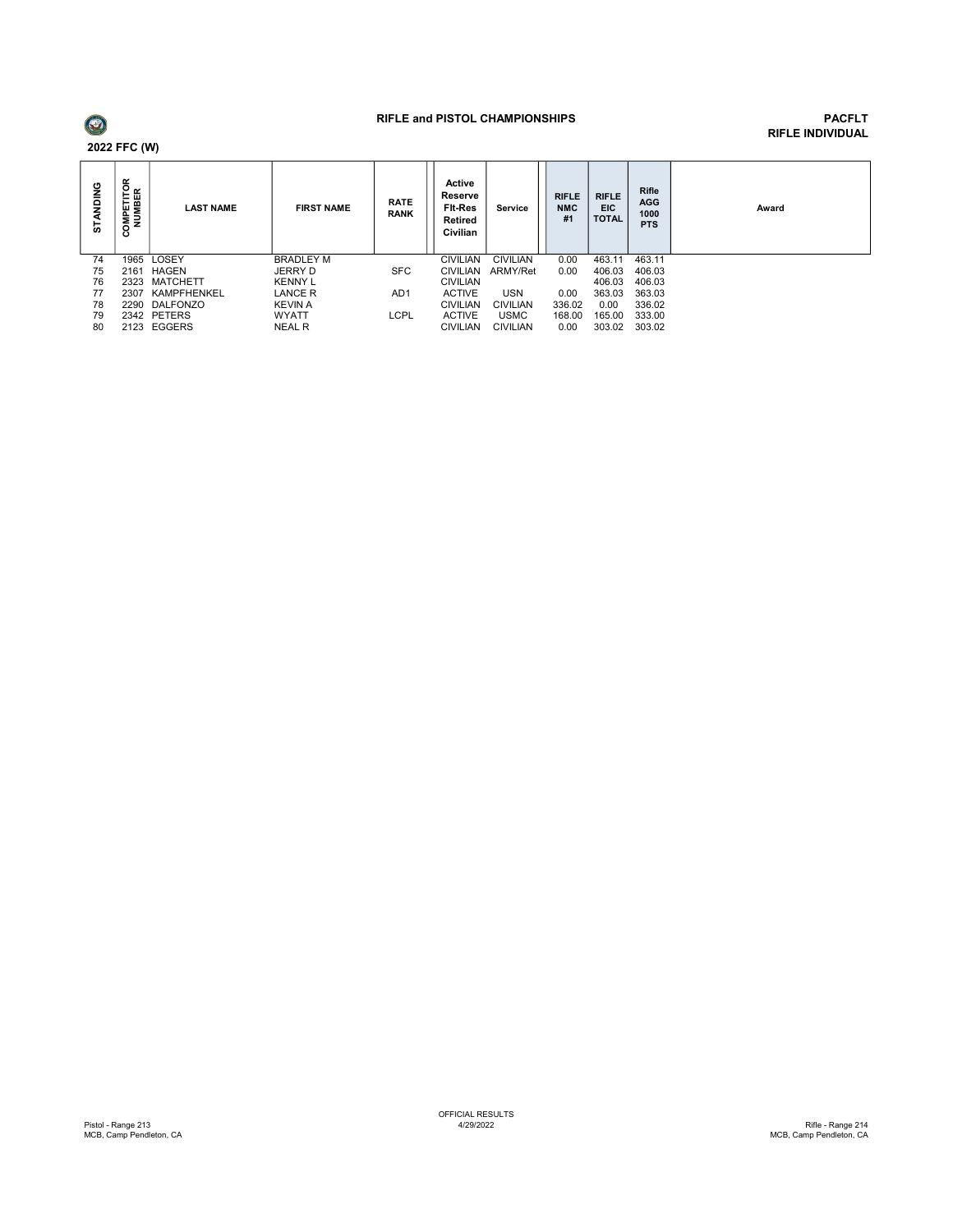# RIFLE and PISTOL CHAMPIONSHIPS

**PACFLT**
**RIFLE INDIVIDUAL**

**2022 FFC (W)**

| STANDING | COMPETITOR NUMBER | LAST NAME | FIRST NAME | RATE RANK | Active Reserve Flt-Res Retired Civilian | Service | RIFLE NMC #1 | RIFLE EIC TOTAL | Rifle AGG 1000 PTS | Award |
|---|---|---|---|---|---|---|---|---|---|---|
| 74 | 1965 | LOSEY | BRADLEY M | | CIVILIAN | CIVILIAN | 0.00 | 463.11 | 463.11 | |
| 75 | 2161 | HAGEN | JERRY D | SFC | CIVILIAN | ARMY/Ret | 0.00 | 406.03 | 406.03 | |
| 76 | 2323 | MATCHETT | KENNY L | | CIVILIAN | | | 406.03 | 406.03 | |
| 77 | 2307 | KAMPFHENKEL | LANCE R | AD1 | ACTIVE | USN | 0.00 | 363.03 | 363.03 | |
| 78 | 2290 | DALFONZO | KEVIN A | | CIVILIAN | CIVILIAN | 336.02 | 0.00 | 336.02 | |
| 79 | 2342 | PETERS | WYATT | LCPL | ACTIVE | USMC | 168.00 | 165.00 | 333.00 | |
| 80 | 2123 | EGGERS | NEAL R | | CIVILIAN | CIVILIAN | 0.00 | 303.02 | 303.02 | |

Pistol - Range 213
MCB, Camp Pendleton, CA

OFFICIAL RESULTS
4/29/2022

Rifle - Range 214
MCB, Camp Pendleton, CA